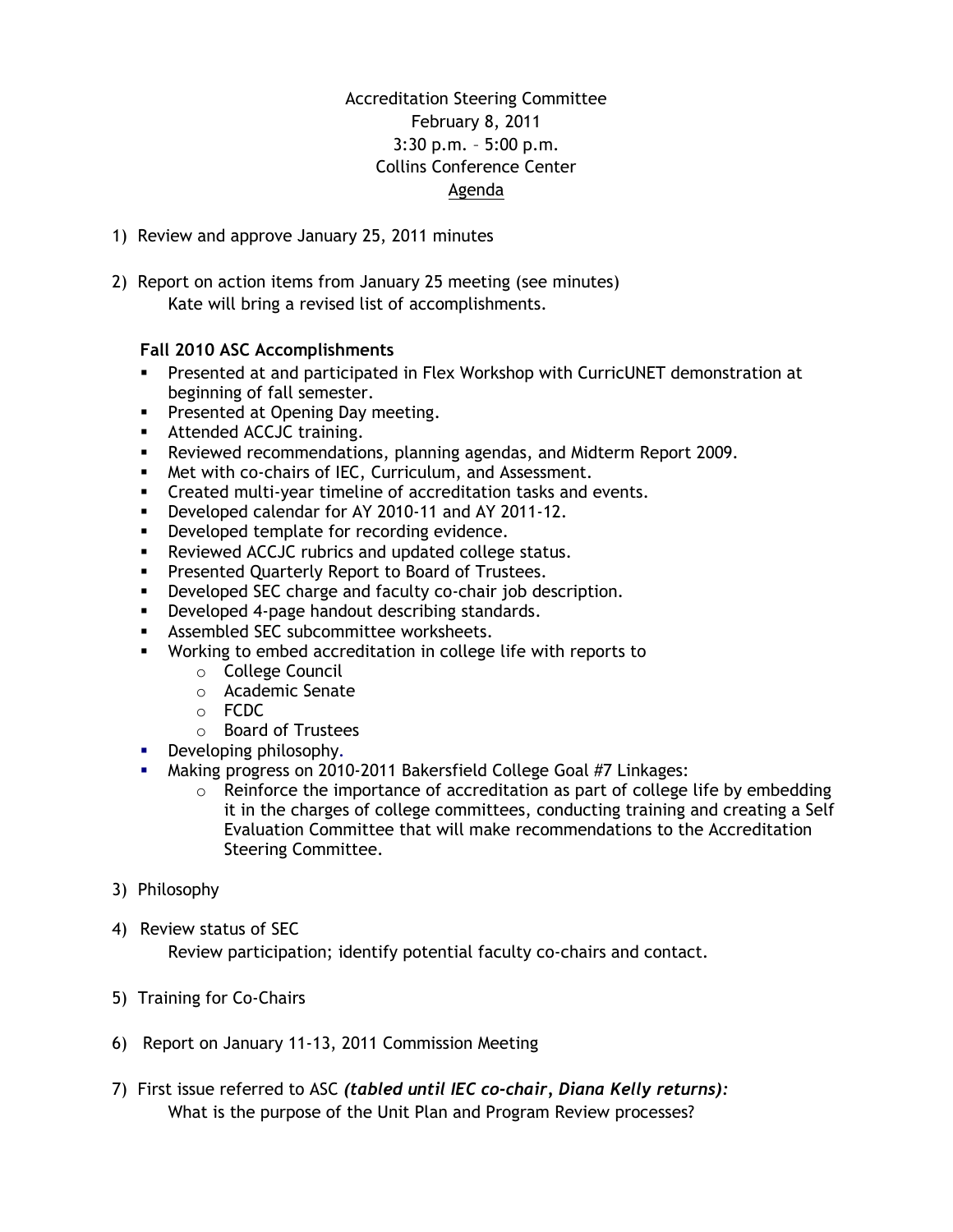Accreditation Steering Committee
February 8, 2011
3:30 p.m. – 5:00 p.m.
Collins Conference Center
Agenda

1) Review and approve January 25, 2011 minutes

2) Report on action items from January 25 meeting (see minutes)
   Kate will bring a revised list of accomplishments.

   **Fall 2010 ASC Accomplishments**
   - Presented at and participated in Flex Workshop with CurricUNET demonstration at beginning of fall semester.
   - Presented at Opening Day meeting.
   - Attended ACCJC training.
   - Reviewed recommendations, planning agendas, and Midterm Report 2009.
   - Met with co-chairs of IEC, Curriculum, and Assessment.
   - Created multi-year timeline of accreditation tasks and events.
   - Developed calendar for AY 2010-11 and AY 2011-12.
   - Developed template for recording evidence.
   - Reviewed ACCJC rubrics and updated college status.
   - Presented Quarterly Report to Board of Trustees.
   - Developed SEC charge and faculty co-chair job description.
   - Developed 4-page handout describing standards.
   - Assembled SEC subcommittee worksheets.
   - Working to embed accreditation in college life with reports to
     - College Council
     - Academic Senate
     - FCDC
     - Board of Trustees
   - Developing philosophy.
   - Making progress on 2010-2011 Bakersfield College Goal #7 Linkages:
     - Reinforce the importance of accreditation as part of college life by embedding it in the charges of college committees, conducting training and creating a Self Evaluation Committee that will make recommendations to the Accreditation Steering Committee.

3) Philosophy

4) Review status of SEC
   Review participation; identify potential faculty co-chairs and contact.

5) Training for Co-Chairs

6) Report on January 11-13, 2011 Commission Meeting

7) First issue referred to ASC ***(tabled until IEC co-chair, Diana Kelly returns):***
   What is the purpose of the Unit Plan and Program Review processes?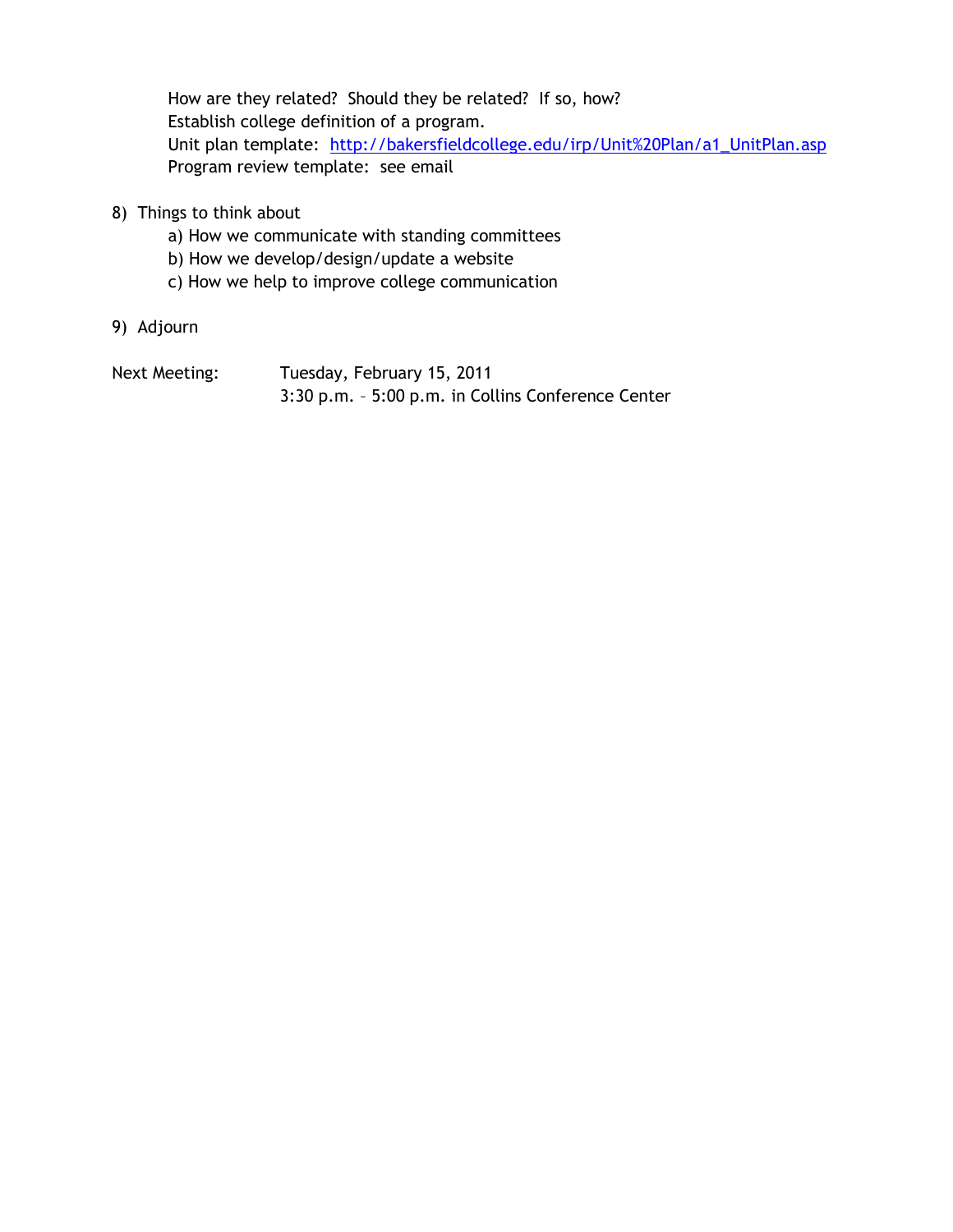How are they related? Should they be related? If so, how?
Establish college definition of a program.
Unit plan template: [http://bakersfieldcollege.edu/irp/Unit%20Plan/a1_UnitPlan.asp](http://bakersfieldcollege.edu/irp/Unit%20Plan/a1_UnitPlan.asp)
Program review template: see email

8) Things to think about
   a) How we communicate with standing committees
   b) How we develop/design/update a website
   c) How we help to improve college communication

9) Adjourn

Next Meeting: Tuesday, February 15, 2011
3:30 p.m. – 5:00 p.m. in Collins Conference Center